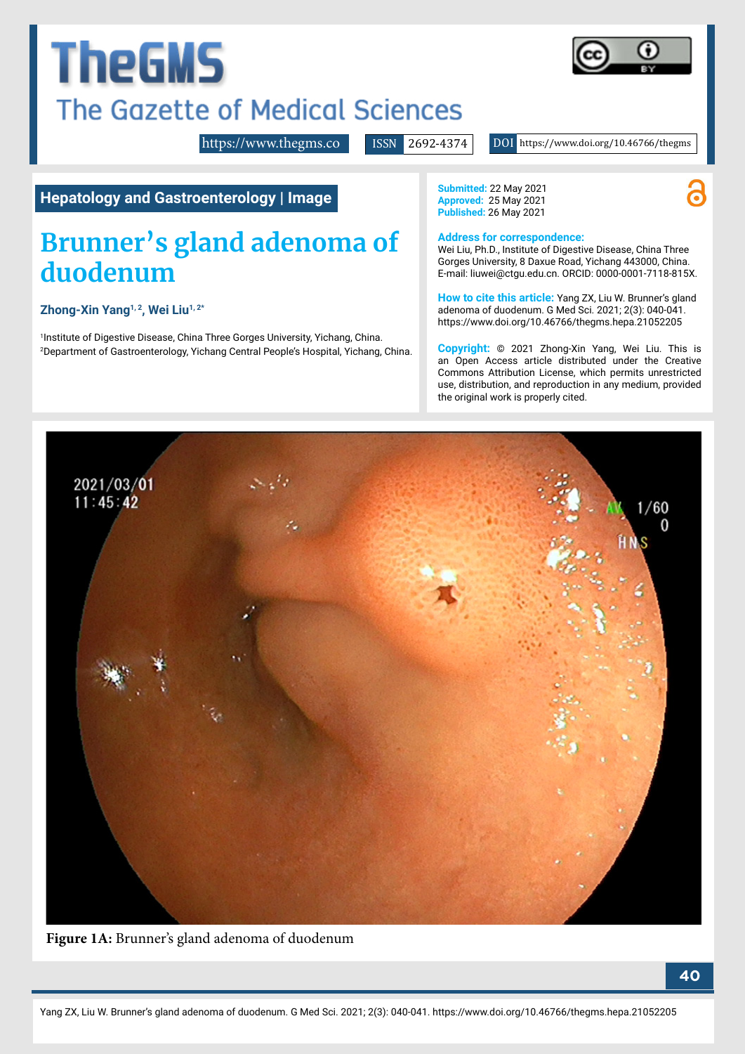# TheGMS

## The Gazette of Medical Sciences

https://www.thegms.co ISSN 2692-4374 DOI https://www.doi.org/10.46766/thegms

**Hepatology and Gastroenterology | Image**

# Brunner's gland adenoma of duodenum

**Zhong-Xin Yang[1, 2], Wei Liu[1, 2*]**

[1]Institute of Digestive Disease, China Three Gorges University, Yichang, China.
[2]Department of Gastroenterology, Yichang Central People's Hospital, Yichang, China.

**Submitted:** 22 May 2021
**Approved:** 25 May 2021
**Published:** 26 May 2021

**Address for correspondence:**
Wei Liu, Ph.D., Institute of Digestive Disease, China Three Gorges University, 8 Daxue Road, Yichang 443000, China.
E-mail: liuwei@ctgu.edu.cn. ORCID: 0000-0001-7118-815X.

**How to cite this article:** Yang ZX, Liu W. Brunner's gland adenoma of duodenum. G Med Sci. 2021; 2(3): 040-041. https://www.doi.org/10.46766/thegms.hepa.21052205

**Copyright:** © 2021 Zhong-Xin Yang, Wei Liu. This is an Open Access article distributed under the Creative Commons Attribution License, which permits unrestricted use, distribution, and reproduction in any medium, provided the original work is properly cited.

**Figure 1A:** Brunner's gland adenoma of duodenum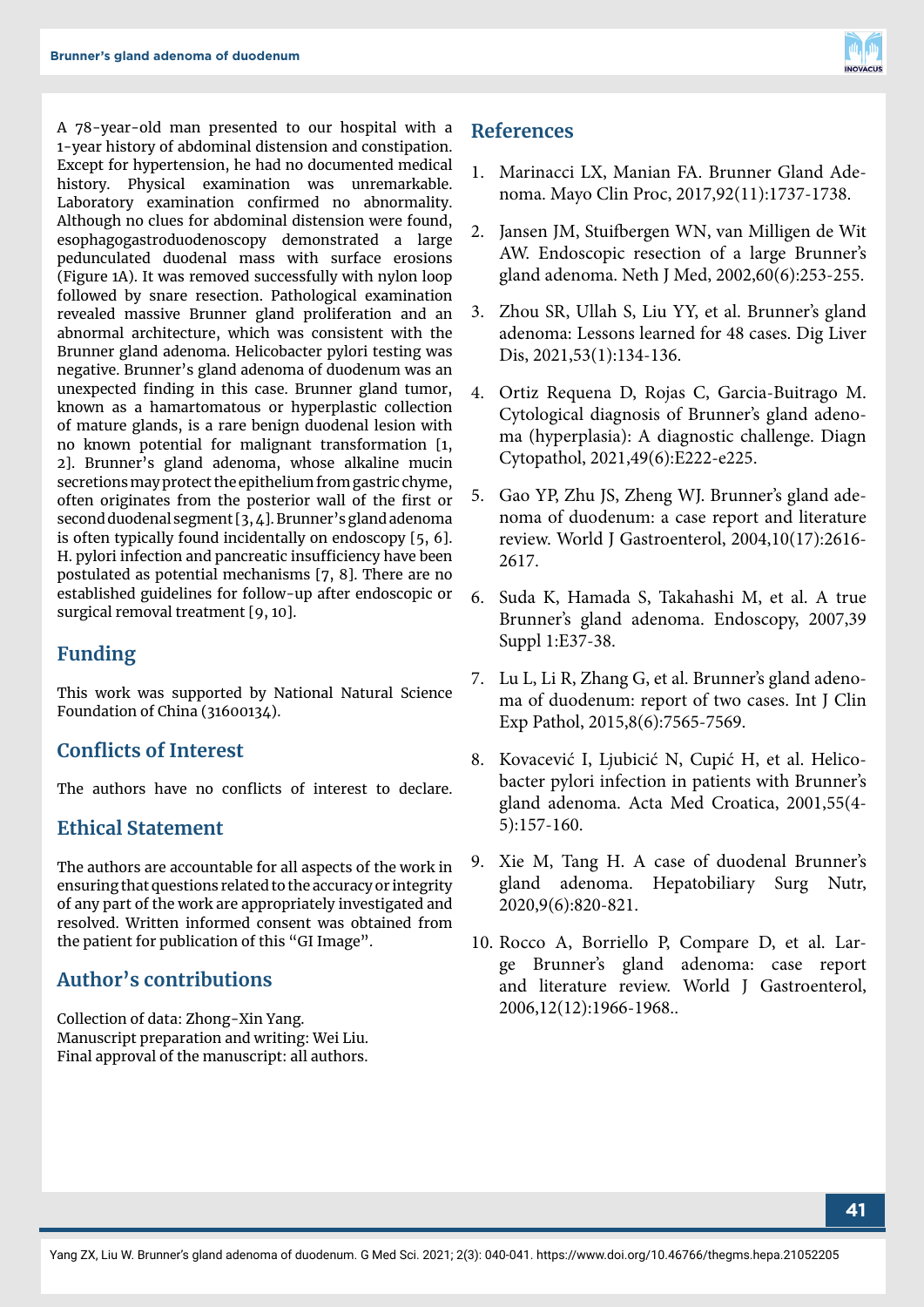A 78-year-old man presented to our hospital with a 1-year history of abdominal distension and constipation. Except for hypertension, he had no documented medical history. Physical examination was unremarkable. Laboratory examination confirmed no abnormality. Although no clues for abdominal distension were found, esophagogastroduodenoscopy demonstrated a large pedunculated duodenal mass with surface erosions (Figure 1A). It was removed successfully with nylon loop followed by snare resection. Pathological examination revealed massive Brunner gland proliferation and an abnormal architecture, which was consistent with the Brunner gland adenoma. Helicobacter pylori testing was negative. Brunner's gland adenoma of duodenum was an unexpected finding in this case. Brunner gland tumor, known as a hamartomatous or hyperplastic collection of mature glands, is a rare benign duodenal lesion with no known potential for malignant transformation [1, 2]. Brunner's gland adenoma, whose alkaline mucin secretions may protect the epithelium from gastric chyme, often originates from the posterior wall of the first or second duodenal segment [3, 4]. Brunner's gland adenoma is often typically found incidentally on endoscopy [5, 6]. H. pylori infection and pancreatic insufficiency have been postulated as potential mechanisms [7, 8]. There are no established guidelines for follow-up after endoscopic or surgical removal treatment [9, 10].

## Funding

This work was supported by National Natural Science Foundation of China (31600134).

## Conflicts of Interest

The authors have no conflicts of interest to declare.

## Ethical Statement

The authors are accountable for all aspects of the work in ensuring that questions related to the accuracy or integrity of any part of the work are appropriately investigated and resolved. Written informed consent was obtained from the patient for publication of this "GI Image".

## Author's contributions

Collection of data: Zhong-Xin Yang.
Manuscript preparation and writing: Wei Liu.
Final approval of the manuscript: all authors.

## References

1. Marinacci LX, Manian FA. Brunner Gland Adenoma. Mayo Clin Proc, 2017,92(11):1737-1738.
2. Jansen JM, Stuifbergen WN, van Milligen de Wit AW. Endoscopic resection of a large Brunner's gland adenoma. Neth J Med, 2002,60(6):253-255.
3. Zhou SR, Ullah S, Liu YY, et al. Brunner's gland adenoma: Lessons learned for 48 cases. Dig Liver Dis, 2021,53(1):134-136.
4. Ortiz Requena D, Rojas C, Garcia-Buitrago M. Cytological diagnosis of Brunner's gland adenoma (hyperplasia): A diagnostic challenge. Diagn Cytopathol, 2021,49(6):E222-e225.
5. Gao YP, Zhu JS, Zheng WJ. Brunner's gland adenoma of duodenum: a case report and literature review. World J Gastroenterol, 2004,10(17):2616-2617.
6. Suda K, Hamada S, Takahashi M, et al. A true Brunner's gland adenoma. Endoscopy, 2007,39 Suppl 1:E37-38.
7. Lu L, Li R, Zhang G, et al. Brunner's gland adenoma of duodenum: report of two cases. Int J Clin Exp Pathol, 2015,8(6):7565-7569.
8. Kovacević I, Ljubicić N, Cupić H, et al. Helicobacter pylori infection in patients with Brunner's gland adenoma. Acta Med Croatica, 2001,55(4-5):157-160.
9. Xie M, Tang H. A case of duodenal Brunner's gland adenoma. Hepatobiliary Surg Nutr, 2020,9(6):820-821.
10. Rocco A, Borriello P, Compare D, et al. Large Brunner's gland adenoma: case report and literature review. World J Gastroenterol, 2006,12(12):1966-1968..